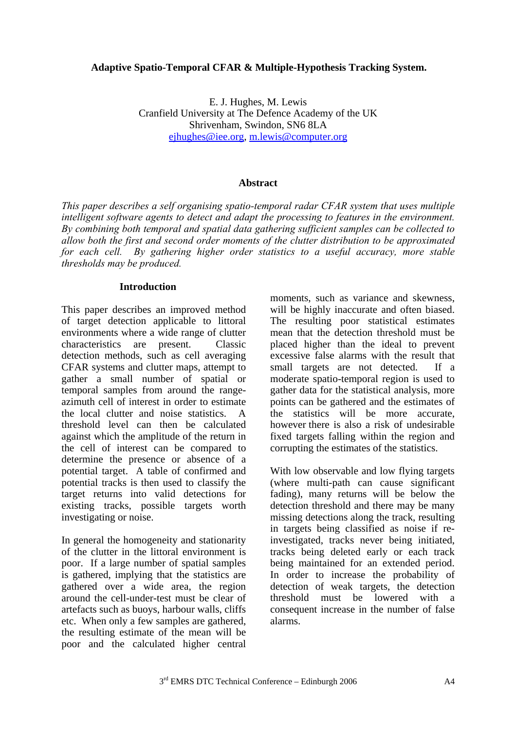**Adaptive Spatio-Temporal CFAR & Multiple-Hypothesis Tracking System.**

E. J. Hughes, M. Lewis
Cranfield University at The Defence Academy of the UK
Shrivenham, Swindon, SN6 8LA
ejhughes@iee.org, m.lewis@computer.org

## Abstract

*This paper describes a self organising spatio-temporal radar CFAR system that uses multiple intelligent software agents to detect and adapt the processing to features in the environment. By combining both temporal and spatial data gathering sufficient samples can be collected to allow both the first and second order moments of the clutter distribution to be approximated for each cell. By gathering higher order statistics to a useful accuracy, more stable thresholds may be produced.*

## Introduction

This paper describes an improved method of target detection applicable to littoral environments where a wide range of clutter characteristics are present. Classic detection methods, such as cell averaging CFAR systems and clutter maps, attempt to gather a small number of spatial or temporal samples from around the range-azimuth cell of interest in order to estimate the local clutter and noise statistics. A threshold level can then be calculated against which the amplitude of the return in the cell of interest can be compared to determine the presence or absence of a potential target. A table of confirmed and potential tracks is then used to classify the target returns into valid detections for existing tracks, possible targets worth investigating or noise.

In general the homogeneity and stationarity of the clutter in the littoral environment is poor. If a large number of spatial samples is gathered, implying that the statistics are gathered over a wide area, the region around the cell-under-test must be clear of artefacts such as buoys, harbour walls, cliffs etc. When only a few samples are gathered, the resulting estimate of the mean will be poor and the calculated higher central moments, such as variance and skewness, will be highly inaccurate and often biased. The resulting poor statistical estimates mean that the detection threshold must be placed higher than the ideal to prevent excessive false alarms with the result that small targets are not detected. If a moderate spatio-temporal region is used to gather data for the statistical analysis, more points can be gathered and the estimates of the statistics will be more accurate, however there is also a risk of undesirable fixed targets falling within the region and corrupting the estimates of the statistics.

With low observable and low flying targets (where multi-path can cause significant fading), many returns will be below the detection threshold and there may be many missing detections along the track, resulting in targets being classified as noise if re-investigated, tracks never being initiated, tracks being deleted early or each track being maintained for an extended period. In order to increase the probability of detection of weak targets, the detection threshold must be lowered with a consequent increase in the number of false alarms.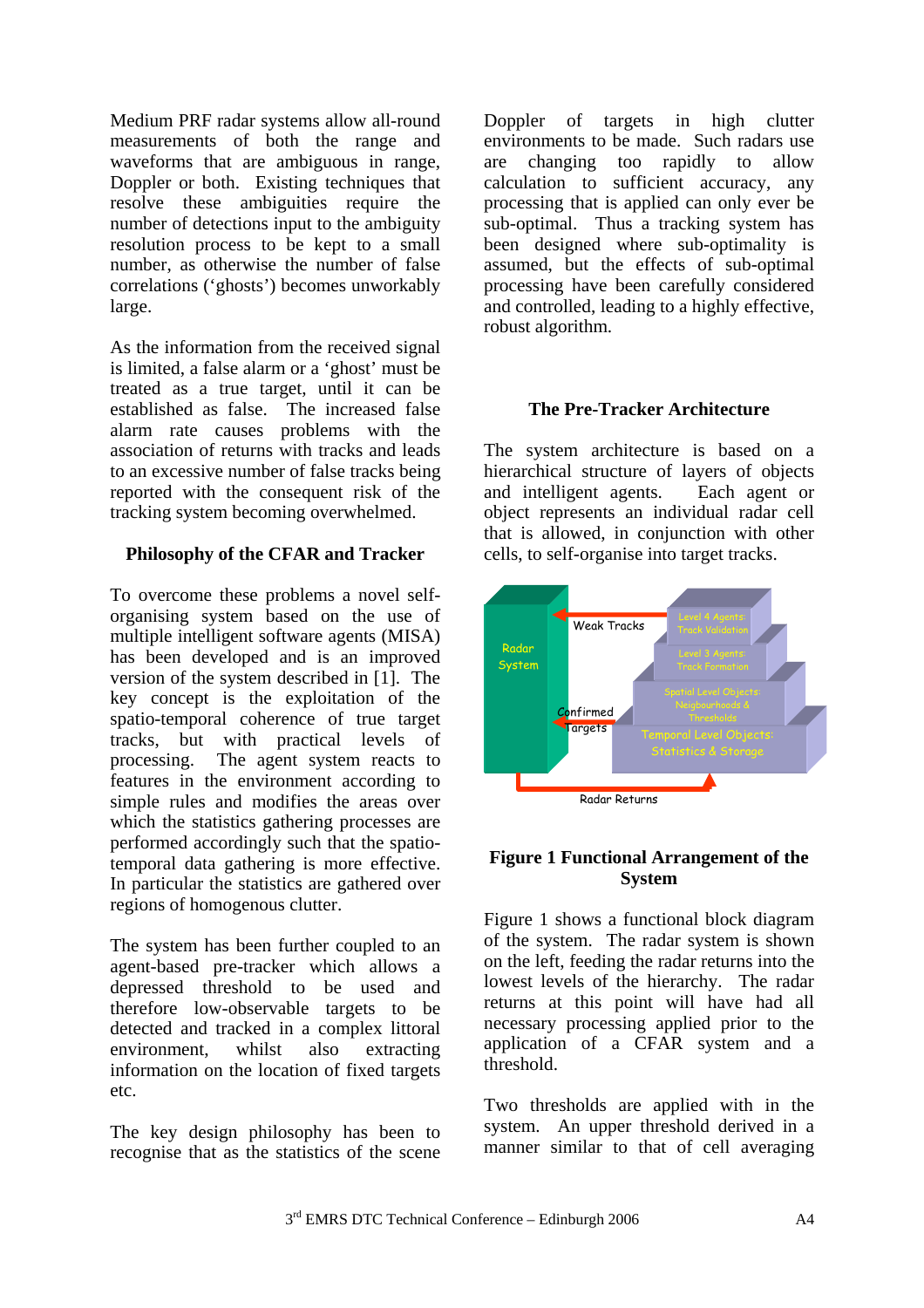Medium PRF radar systems allow all-round measurements of both the range and waveforms that are ambiguous in range, Doppler or both. Existing techniques that resolve these ambiguities require the number of detections input to the ambiguity resolution process to be kept to a small number, as otherwise the number of false correlations ('ghosts') becomes unworkably large.

As the information from the received signal is limited, a false alarm or a 'ghost' must be treated as a true target, until it can be established as false. The increased false alarm rate causes problems with the association of returns with tracks and leads to an excessive number of false tracks being reported with the consequent risk of the tracking system becoming overwhelmed.

## Philosophy of the CFAR and Tracker

To overcome these problems a novel self-organising system based on the use of multiple intelligent software agents (MISA) has been developed and is an improved version of the system described in [1]. The key concept is the exploitation of the spatio-temporal coherence of true target tracks, but with practical levels of processing. The agent system reacts to features in the environment according to simple rules and modifies the areas over which the statistics gathering processes are performed accordingly such that the spatio-temporal data gathering is more effective. In particular the statistics are gathered over regions of homogenous clutter.

The system has been further coupled to an agent-based pre-tracker which allows a depressed threshold to be used and therefore low-observable targets to be detected and tracked in a complex littoral environment, whilst also extracting information on the location of fixed targets etc.

The key design philosophy has been to recognise that as the statistics of the scene Doppler of targets in high clutter environments to be made. Such radars use are changing too rapidly to allow calculation to sufficient accuracy, any processing that is applied can only ever be sub-optimal. Thus a tracking system has been designed where sub-optimality is assumed, but the effects of sub-optimal processing have been carefully considered and controlled, leading to a highly effective, robust algorithm.

## The Pre-Tracker Architecture

The system architecture is based on a hierarchical structure of layers of objects and intelligent agents. Each agent or object represents an individual radar cell that is allowed, in conjunction with other cells, to self-organise into target tracks.

Radar System
Weak Tracks
Confirmed Targets
Level 4 Agents: Track Validation
Level 3 Agents: Track Formation
Spatial Level Objects: Neigbourhoods & Thresholds
Temporal Level Objects: Statistics & Storage
Radar Returns

**Figure 1 Functional Arrangement of the System**

Figure 1 shows a functional block diagram of the system. The radar system is shown on the left, feeding the radar returns into the lowest levels of the hierarchy. The radar returns at this point will have had all necessary processing applied prior to the application of a CFAR system and a threshold.

Two thresholds are applied with in the system. An upper threshold derived in a manner similar to that of cell averaging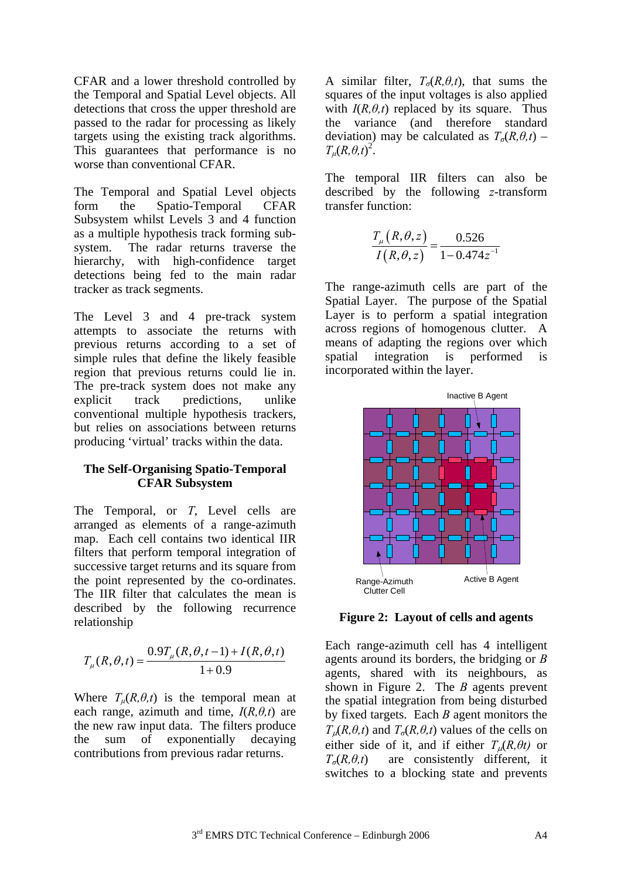CFAR and a lower threshold controlled by the Temporal and Spatial Level objects. All detections that cross the upper threshold are passed to the radar for processing as likely targets using the existing track algorithms. This guarantees that performance is no worse than conventional CFAR.

The Temporal and Spatial Level objects form the Spatio-Temporal CFAR Subsystem whilst Levels 3 and 4 function as a multiple hypothesis track forming sub-system. The radar returns traverse the hierarchy, with high-confidence target detections being fed to the main radar tracker as track segments.

The Level 3 and 4 pre-track system attempts to associate the returns with previous returns according to a set of simple rules that define the likely feasible region that previous returns could lie in. The pre-track system does not make any explicit track predictions, unlike conventional multiple hypothesis trackers, but relies on associations between returns producing 'virtual' tracks within the data.

### The Self-Organising Spatio-Temporal CFAR Subsystem

The Temporal, or *T*, Level cells are arranged as elements of a range-azimuth map. Each cell contains two identical IIR filters that perform temporal integration of successive target returns and its square from the point represented by the co-ordinates. The IIR filter that calculates the mean is described by the following recurrence relationship

$$T_{\mu}(R,\theta,t) = \frac{0.9T_{\mu}(R,\theta,t-1) + I(R,\theta,t)}{1+0.9}$$

Where $T_{\mu}(R,\theta,t)$ is the temporal mean at each range, azimuth and time, $I(R,\theta,t)$ are the new raw input data. The filters produce the sum of exponentially decaying contributions from previous radar returns.

A similar filter, $T_{\sigma}(R,\theta,t)$, that sums the squares of the input voltages is also applied with $I(R,\theta,t)$ replaced by its square. Thus the variance (and therefore standard deviation) may be calculated as $T_{\sigma}(R,\theta,t) - T_{\mu}(R,\theta,t)^2$.

The temporal IIR filters can also be described by the following *z*-transform transfer function:

$$\frac{T_{\mu}(R,\theta,z)}{I(R,\theta,z)} = \frac{0.526}{1-0.474z^{-1}}$$

The range-azimuth cells are part of the Spatial Layer. The purpose of the Spatial Layer is to perform a spatial integration across regions of homogenous clutter. A means of adapting the regions over which spatial integration is performed is incorporated within the layer.

**Figure 2: Layout of cells and agents**

Each range-azimuth cell has 4 intelligent agents around its borders, the bridging or *B* agents, shared with its neighbours, as shown in Figure 2. The *B* agents prevent the spatial integration from being disturbed by fixed targets. Each *B* agent monitors the $T_{\mu}(R,\theta,t)$ and $T_{\sigma}(R,\theta,t)$ values of the cells on either side of it, and if either $T_{\mu}(R,\theta t)$ or $T_{\sigma}(R,\theta,t)$ are consistently different, it switches to a blocking state and prevents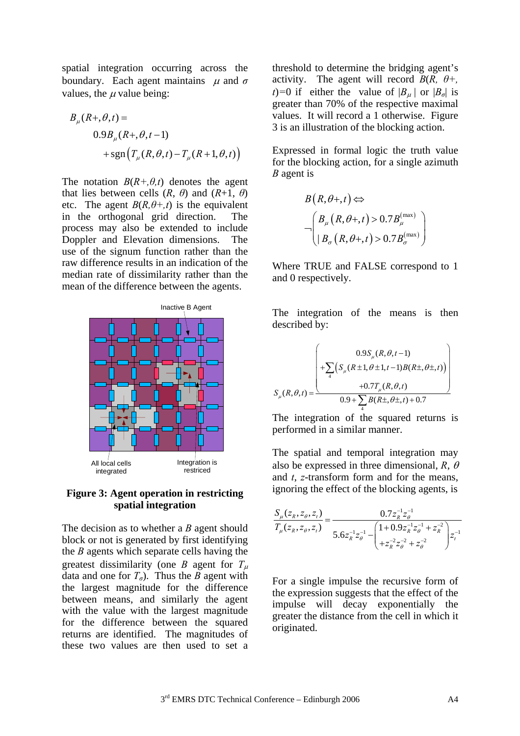spatial integration occurring across the boundary. Each agent maintains $\mu$ and $\sigma$ values, the $\mu$ value being:

$$
\begin{aligned}
B_{\mu}(R+,\theta,t) = \\
&0.9B_{\mu}(R+,\theta,t-1) \\
&+\operatorname{sgn}\left(T_{\mu}(R,\theta,t)-T_{\mu}(R+1,\theta,t)\right)
\end{aligned}
$$

The notation $B(R+,\theta,t)$ denotes the agent that lies between cells $(R, \theta)$ and $(R+1, \theta)$ etc. The agent $B(R,\theta+,t)$ is the equivalent in the orthogonal grid direction. The process may also be extended to include Doppler and Elevation dimensions. The use of the signum function rather than the raw difference results in an indication of the median rate of dissimilarity rather than the mean of the difference between the agents.

Inactive B Agent

All local cells integrated

Integration is restriced

**Figure 3: Agent operation in restricting spatial integration**

The decision as to whether a $B$ agent should block or not is generated by first identifying the $B$ agents which separate cells having the greatest dissimilarity (one $B$ agent for $T_\mu$ data and one for $T_\sigma$). Thus the $B$ agent with the largest magnitude for the difference between means, and similarly the agent with the value with the largest magnitude for the difference between the squared returns are identified. The magnitudes of these two values are then used to set a threshold to determine the bridging agent's activity. The agent will record $B(R, \theta+, t)=0$ if either the value of $|B_\mu|$ or $|B_\sigma|$ is greater than 70% of the respective maximal values. It will record a 1 otherwise. Figure 3 is an illustration of the blocking action.

Expressed in formal logic the truth value for the blocking action, for a single azimuth $B$ agent is

$$
B(R,\theta+,t) \Leftrightarrow \neg\left(\begin{array}{l} B_{\mu}(R,\theta+,t) > 0.7B_{\mu}^{(\max)} \\ |\, B_{\sigma}(R,\theta+,t) > 0.7B_{\sigma}^{(\max)} \end{array}\right)
$$

Where TRUE and FALSE correspond to 1 and 0 respectively.

The integration of the means is then described by:

$$
S_{\mu}(R,\theta,t) = \frac{\left(\begin{array}{c} 0.9S_{\mu}(R,\theta,t-1) \\ +\sum_{4}\left(S_{\mu}(R\pm1,\theta\pm1,t-1)B(R\pm,\theta\pm,t)\right) \\ +0.7T_{\mu}(R,\theta,t) \end{array}\right)}{0.9+\sum_{4}B(R\pm,\theta\pm,t)+0.7}
$$

The integration of the squared returns is performed in a similar manner.

The spatial and temporal integration may also be expressed in three dimensional, $R$, $\theta$ and $t$, $z$-transform form and for the means, ignoring the effect of the blocking agents, is

$$
\frac{S_{\mu}(z_R,z_\theta,z_t)}{T_{\mu}(z_R,z_\theta,z_t)} = \frac{0.7z_R^{-1}z_\theta^{-1}}{5.6z_R^{-1}z_\theta^{-1} - \left(\begin{array}{c} 1+0.9z_R^{-1}z_\theta^{-1}+z_R^{-2} \\ +z_R^{-2}z_\theta^{-2}+z_\theta^{-2} \end{array}\right)z_t^{-1}}
$$

For a single impulse the recursive form of the expression suggests that the effect of the impulse will decay exponentially the greater the distance from the cell in which it originated.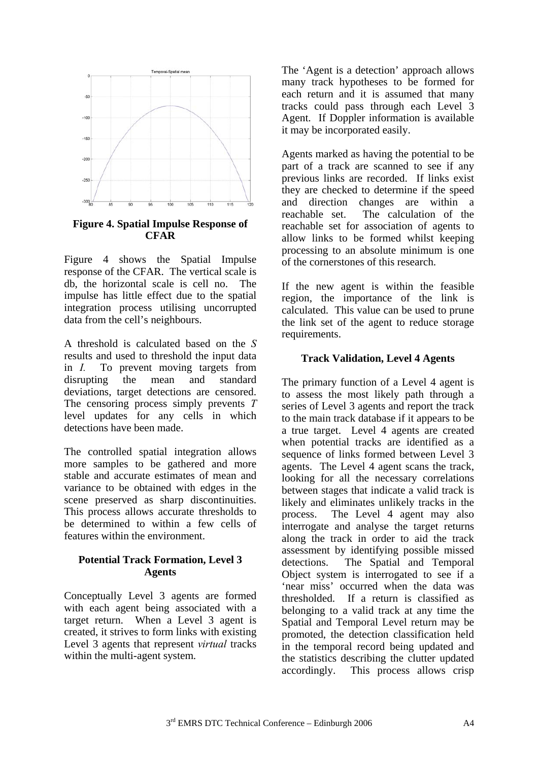Temporal-Spatial mean

0
-50
-100
-150
-200
-250
-300
80
85
90
95
100
105
110
115
120

**Figure 4. Spatial Impulse Response of CFAR**

Figure 4 shows the Spatial Impulse response of the CFAR. The vertical scale is db, the horizontal scale is cell no. The impulse has little effect due to the spatial integration process utilising uncorrupted data from the cell's neighbours.

A threshold is calculated based on the *S* results and used to threshold the input data in *I.* To prevent moving targets from disrupting the mean and standard deviations, target detections are censored. The censoring process simply prevents *T* level updates for any cells in which detections have been made.

The controlled spatial integration allows more samples to be gathered and more stable and accurate estimates of mean and variance to be obtained with edges in the scene preserved as sharp discontinuities. This process allows accurate thresholds to be determined to within a few cells of features within the environment.

### Potential Track Formation, Level 3 Agents

Conceptually Level 3 agents are formed with each agent being associated with a target return. When a Level 3 agent is created, it strives to form links with existing Level 3 agents that represent *virtual* tracks within the multi-agent system.

The 'Agent is a detection' approach allows many track hypotheses to be formed for each return and it is assumed that many tracks could pass through each Level 3 Agent. If Doppler information is available it may be incorporated easily.

Agents marked as having the potential to be part of a track are scanned to see if any previous links are recorded. If links exist they are checked to determine if the speed and direction changes are within a reachable set. The calculation of the reachable set for association of agents to allow links to be formed whilst keeping processing to an absolute minimum is one of the cornerstones of this research.

If the new agent is within the feasible region, the importance of the link is calculated. This value can be used to prune the link set of the agent to reduce storage requirements.

### Track Validation, Level 4 Agents

The primary function of a Level 4 agent is to assess the most likely path through a series of Level 3 agents and report the track to the main track database if it appears to be a true target. Level 4 agents are created when potential tracks are identified as a sequence of links formed between Level 3 agents. The Level 4 agent scans the track, looking for all the necessary correlations between stages that indicate a valid track is likely and eliminates unlikely tracks in the process. The Level 4 agent may also interrogate and analyse the target returns along the track in order to aid the track assessment by identifying possible missed detections. The Spatial and Temporal Object system is interrogated to see if a 'near miss' occurred when the data was thresholded. If a return is classified as belonging to a valid track at any time the Spatial and Temporal Level return may be promoted, the detection classification held in the temporal record being updated and the statistics describing the clutter updated accordingly. This process allows crisp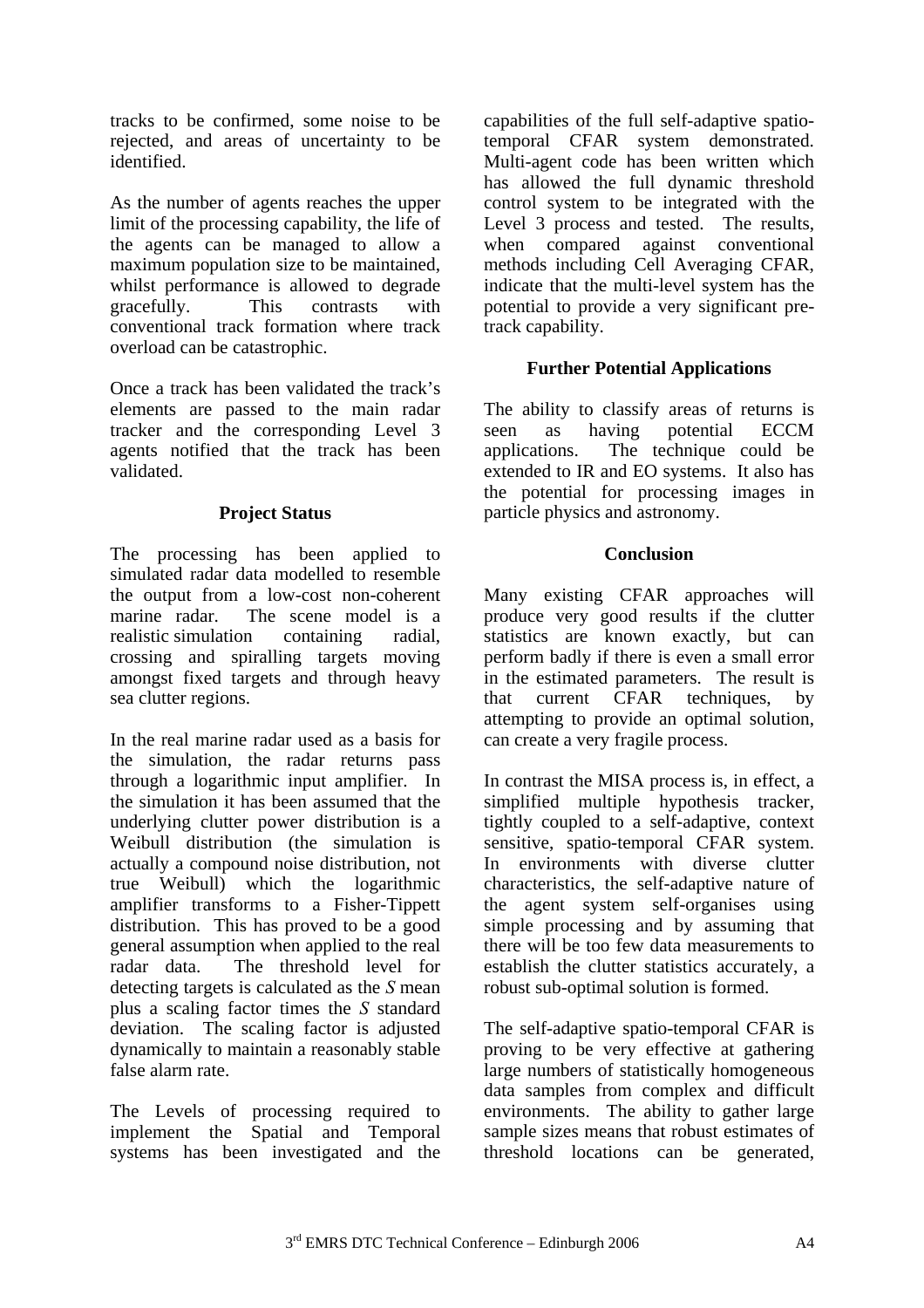tracks to be confirmed, some noise to be rejected, and areas of uncertainty to be identified.

As the number of agents reaches the upper limit of the processing capability, the life of the agents can be managed to allow a maximum population size to be maintained, whilst performance is allowed to degrade gracefully. This contrasts with conventional track formation where track overload can be catastrophic.

Once a track has been validated the track's elements are passed to the main radar tracker and the corresponding Level 3 agents notified that the track has been validated.

## Project Status

The processing has been applied to simulated radar data modelled to resemble the output from a low-cost non-coherent marine radar. The scene model is a realistic simulation containing radial, crossing and spiralling targets moving amongst fixed targets and through heavy sea clutter regions.

In the real marine radar used as a basis for the simulation, the radar returns pass through a logarithmic input amplifier. In the simulation it has been assumed that the underlying clutter power distribution is a Weibull distribution (the simulation is actually a compound noise distribution, not true Weibull) which the logarithmic amplifier transforms to a Fisher-Tippett distribution. This has proved to be a good general assumption when applied to the real radar data. The threshold level for detecting targets is calculated as the *S* mean plus a scaling factor times the *S* standard deviation. The scaling factor is adjusted dynamically to maintain a reasonably stable false alarm rate.

The Levels of processing required to implement the Spatial and Temporal systems has been investigated and the capabilities of the full self-adaptive spatio-temporal CFAR system demonstrated. Multi-agent code has been written which has allowed the full dynamic threshold control system to be integrated with the Level 3 process and tested. The results, when compared against conventional methods including Cell Averaging CFAR, indicate that the multi-level system has the potential to provide a very significant pre-track capability.

## Further Potential Applications

The ability to classify areas of returns is seen as having potential ECCM applications. The technique could be extended to IR and EO systems. It also has the potential for processing images in particle physics and astronomy.

## Conclusion

Many existing CFAR approaches will produce very good results if the clutter statistics are known exactly, but can perform badly if there is even a small error in the estimated parameters. The result is that current CFAR techniques, by attempting to provide an optimal solution, can create a very fragile process.

In contrast the MISA process is, in effect, a simplified multiple hypothesis tracker, tightly coupled to a self-adaptive, context sensitive, spatio-temporal CFAR system. In environments with diverse clutter characteristics, the self-adaptive nature of the agent system self-organises using simple processing and by assuming that there will be too few data measurements to establish the clutter statistics accurately, a robust sub-optimal solution is formed.

The self-adaptive spatio-temporal CFAR is proving to be very effective at gathering large numbers of statistically homogeneous data samples from complex and difficult environments. The ability to gather large sample sizes means that robust estimates of threshold locations can be generated,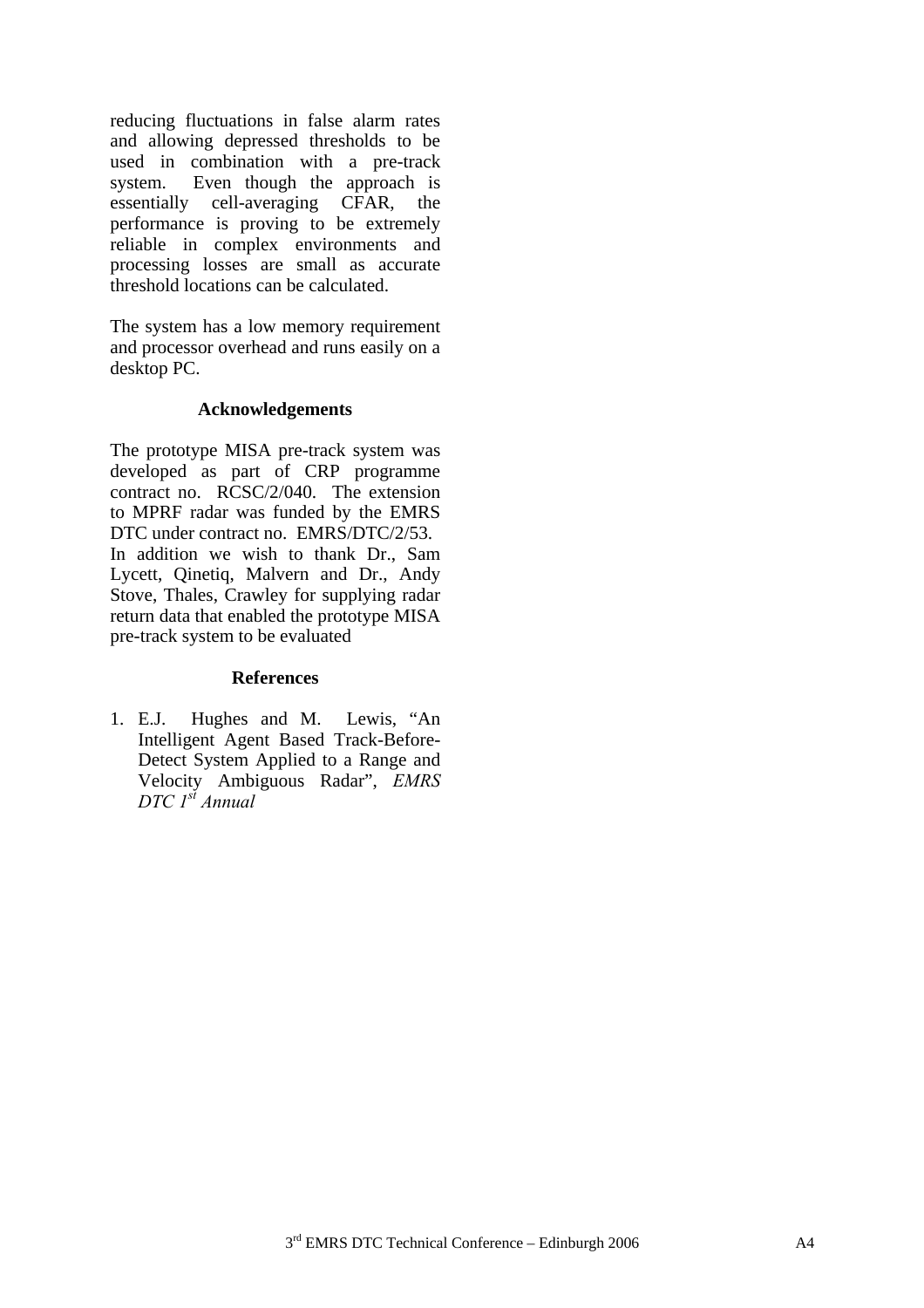reducing fluctuations in false alarm rates and allowing depressed thresholds to be used in combination with a pre-track system. Even though the approach is essentially cell-averaging CFAR, the performance is proving to be extremely reliable in complex environments and processing losses are small as accurate threshold locations can be calculated.

The system has a low memory requirement and processor overhead and runs easily on a desktop PC.

## Acknowledgements

The prototype MISA pre-track system was developed as part of CRP programme contract no. RCSC/2/040. The extension to MPRF radar was funded by the EMRS DTC under contract no. EMRS/DTC/2/53. In addition we wish to thank Dr., Sam Lycett, Qinetiq, Malvern and Dr., Andy Stove, Thales, Crawley for supplying radar return data that enabled the prototype MISA pre-track system to be evaluated

## References

1. E.J. Hughes and M. Lewis, "An Intelligent Agent Based Track-Before-Detect System Applied to a Range and Velocity Ambiguous Radar", *EMRS DTC 1st Annual*